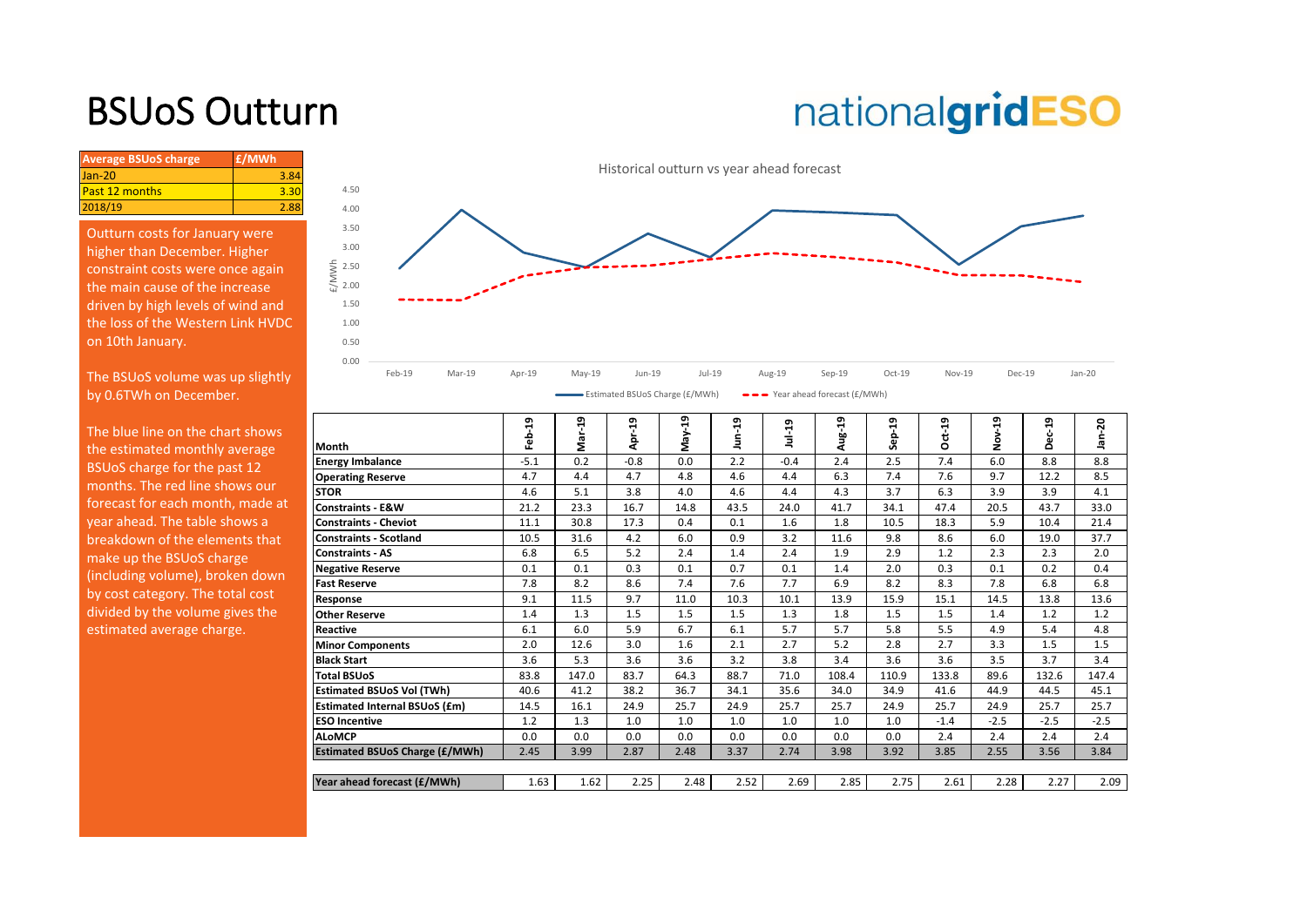# BSUoS Outturn

nationalgridESO

| Average BSUoS charge | £/MWh |
| --- | --- |
| Jan-20 | 3.84 |
| Past 12 months | 3.30 |
| 2018/19 | 2.88 |

Outturn costs for January were higher than December. Higher constraint costs were once again the main cause of the increase driven by high levels of wind and the loss of the Western Link HVDC on 10th January.

The BSUoS volume was up slightly by 0.6TWh on December.

The blue line on the chart shows the estimated monthly average BSUoS charge for the past 12 months. The red line shows our forecast for each month, made at year ahead. The table shows a breakdown of the elements that make up the BSUoS charge (including volume), broken down by cost category. The total cost divided by the volume gives the estimated average charge.

Historical outturn vs year ahead forecast

| Month | Feb-19 | Mar-19 | Apr-19 | May-19 | Jun-19 | Jul-19 | Aug-19 | Sep-19 | Oct-19 | Nov-19 | Dec-19 | Jan-20 |
| --- | --- | --- | --- | --- | --- | --- | --- | --- | --- | --- | --- | --- |
| **Energy Imbalance** | -5.1 | 0.2 | -0.8 | 0.0 | 2.2 | -0.4 | 2.4 | 2.5 | 7.4 | 6.0 | 8.8 | 8.8 |
| **Operating Reserve** | 4.7 | 4.4 | 4.7 | 4.8 | 4.6 | 4.4 | 6.3 | 7.4 | 7.6 | 9.7 | 12.2 | 8.5 |
| **STOR** | 4.6 | 5.1 | 3.8 | 4.0 | 4.6 | 4.4 | 4.3 | 3.7 | 6.3 | 3.9 | 3.9 | 4.1 |
| **Constraints - E&W** | 21.2 | 23.3 | 16.7 | 14.8 | 43.5 | 24.0 | 41.7 | 34.1 | 47.4 | 20.5 | 43.7 | 33.0 |
| **Constraints - Cheviot** | 11.1 | 30.8 | 17.3 | 0.4 | 0.1 | 1.6 | 1.8 | 10.5 | 18.3 | 5.9 | 10.4 | 21.4 |
| **Constraints - Scotland** | 10.5 | 31.6 | 4.2 | 6.0 | 0.9 | 3.2 | 11.6 | 9.8 | 8.6 | 6.0 | 19.0 | 37.7 |
| **Constraints - AS** | 6.8 | 6.5 | 5.2 | 2.4 | 1.4 | 2.4 | 1.9 | 2.9 | 1.2 | 2.3 | 2.3 | 2.0 |
| **Negative Reserve** | 0.1 | 0.1 | 0.3 | 0.1 | 0.7 | 0.1 | 1.4 | 2.0 | 0.3 | 0.1 | 0.2 | 0.4 |
| **Fast Reserve** | 7.8 | 8.2 | 8.6 | 7.4 | 7.6 | 7.7 | 6.9 | 8.2 | 8.3 | 7.8 | 6.8 | 6.8 |
| **Response** | 9.1 | 11.5 | 9.7 | 11.0 | 10.3 | 10.1 | 13.9 | 15.9 | 15.1 | 14.5 | 13.8 | 13.6 |
| **Other Reserve** | 1.4 | 1.3 | 1.5 | 1.5 | 1.5 | 1.3 | 1.8 | 1.5 | 1.5 | 1.4 | 1.2 | 1.2 |
| **Reactive** | 6.1 | 6.0 | 5.9 | 6.7 | 6.1 | 5.7 | 5.7 | 5.8 | 5.5 | 4.9 | 5.4 | 4.8 |
| **Minor Components** | 2.0 | 12.6 | 3.0 | 1.6 | 2.1 | 2.7 | 5.2 | 2.8 | 2.7 | 3.3 | 1.5 | 1.5 |
| **Black Start** | 3.6 | 5.3 | 3.6 | 3.6 | 3.2 | 3.8 | 3.4 | 3.6 | 3.6 | 3.5 | 3.7 | 3.4 |
| **Total BSUoS** | 83.8 | 147.0 | 83.7 | 64.3 | 88.7 | 71.0 | 108.4 | 110.9 | 133.8 | 89.6 | 132.6 | 147.4 |
| **Estimated BSUoS Vol (TWh)** | 40.6 | 41.2 | 38.2 | 36.7 | 34.1 | 35.6 | 34.0 | 34.9 | 41.6 | 44.9 | 44.5 | 45.1 |
| **Estimated Internal BSUoS (£m)** | 14.5 | 16.1 | 24.9 | 25.7 | 24.9 | 25.7 | 25.7 | 24.9 | 25.7 | 24.9 | 25.7 | 25.7 |
| **ESO Incentive** | 1.2 | 1.3 | 1.0 | 1.0 | 1.0 | 1.0 | 1.0 | 1.0 | -1.4 | -2.5 | -2.5 | -2.5 |
| **ALoMCP** | 0.0 | 0.0 | 0.0 | 0.0 | 0.0 | 0.0 | 0.0 | 0.0 | 2.4 | 2.4 | 2.4 | 2.4 |
| **Estimated BSUoS Charge (£/MWh)** | 2.45 | 3.99 | 2.87 | 2.48 | 3.37 | 2.74 | 3.98 | 3.92 | 3.85 | 2.55 | 3.56 | 3.84 |
| **Year ahead forecast (£/MWh)** | 1.63 | 1.62 | 2.25 | 2.48 | 2.52 | 2.69 | 2.85 | 2.75 | 2.61 | 2.28 | 2.27 | 2.09 |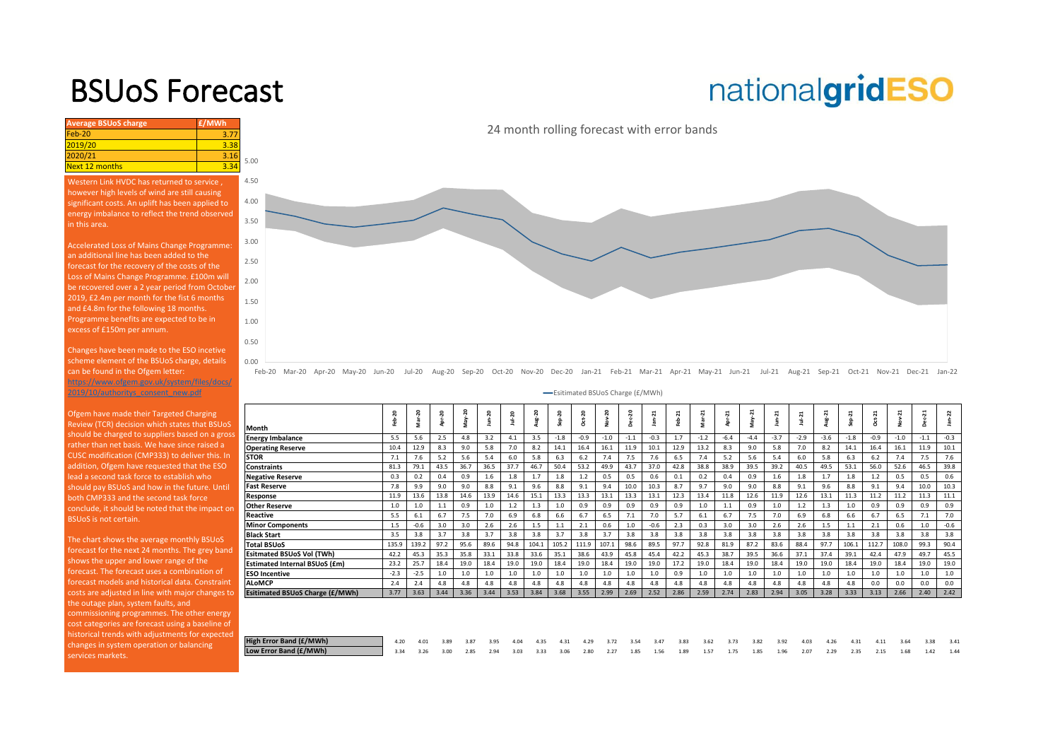# BSUoS Forecast

nationalgridESO

| Average BSUoS charge | £/MWh |
|---|---|
| Feb-20 | 3.77 |
| 2019/20 | 3.38 |
| 2020/21 | 3.16 |
| Next 12 months | 3.34 |

Western Link HVDC has returned to service , however high levels of wind are still causing significant costs. An uplift has been applied to energy imbalance to reflect the trend observed in this area.

Accelerated Loss of Mains Change Programme: an additional line has been added to the forecast for the recovery of the costs of the Loss of Mains Change Programme. £100m will be recovered over a 2 year period from October 2019, £2.4m per month for the fist 6 months and £4.8m for the following 18 months. Programme benefits are expected to be in excess of £150m per annum.

Changes have been made to the ESO incetive scheme element of the BSUoS charge, details can be found in the Ofgem letter: https://www.ofgem.gov.uk/system/files/docs/2019/10/authoritys_consent_new.pdf

Ofgem have made their Targeted Charging Review (TCR) decision which states that BSUoS should be charged to suppliers based on a gross rather than net basis. We have since raised a CUSC modification (CMP333) to deliver this. In addition, Ofgem have requested that the ESO lead a second task force to establish who should pay BSUoS and how in the future. Until both CMP333 and the second task force conclude, it should be noted that the impact on BSUoS is not certain.

The chart shows the average monthly BSUoS forecast for the next 24 months. The grey band shows the upper and lower range of the forecast. The forecast uses a combination of forecast models and historical data. Constraint costs are adjusted in line with major changes to the outage plan, system faults, and commissioning programmes. The other energy cost categories are forecast using a baseline of historical trends with adjustments for expected changes in system operation or balancing services markets.

24 month rolling forecast with error bands

| Month | Feb-20 | Mar-20 | Apr-20 | May-20 | Jun-20 | Jul-20 | Aug-20 | Sep-20 | Oct-20 | Nov-20 | Dec-20 | Jan-21 | Feb-21 | Mar-21 | Apr-21 | May-21 | Jun-21 | Jul-21 | Aug-21 | Sep-21 | Oct-21 | Nov-21 | Dec-21 | Jan-22 |
|---|---|---|---|---|---|---|---|---|---|---|---|---|---|---|---|---|---|---|---|---|---|---|---|---|
| Energy Imbalance | 5.5 | 5.6 | 2.5 | 4.8 | 3.2 | 4.1 | 3.5 | -1.8 | -0.9 | -1.0 | -1.1 | -0.3 | 1.7 | -1.2 | -6.4 | -4.4 | -3.7 | -2.9 | -3.6 | -1.8 | -0.9 | -1.0 | -1.1 | -0.3 |
| Operating Reserve | 10.4 | 12.9 | 8.3 | 9.0 | 5.8 | 7.0 | 8.2 | 14.1 | 16.4 | 16.1 | 11.9 | 10.1 | 12.9 | 13.2 | 8.3 | 9.0 | 5.8 | 7.0 | 8.2 | 14.1 | 16.4 | 16.1 | 11.9 | 10.1 |
| STOR | 7.1 | 7.6 | 5.2 | 5.6 | 5.4 | 6.0 | 5.8 | 6.3 | 6.2 | 7.4 | 7.5 | 7.6 | 6.5 | 7.4 | 5.2 | 5.6 | 5.4 | 6.0 | 5.8 | 6.3 | 6.2 | 7.4 | 7.5 | 7.6 |
| Constraints | 81.3 | 79.1 | 43.5 | 36.7 | 36.5 | 37.7 | 46.7 | 50.4 | 53.2 | 49.9 | 43.7 | 37.0 | 42.8 | 38.8 | 38.9 | 39.5 | 39.2 | 40.5 | 49.5 | 53.1 | 56.0 | 52.6 | 46.5 | 39.8 |
| Negative Reserve | 0.3 | 0.2 | 0.4 | 0.9 | 1.6 | 1.8 | 1.7 | 1.8 | 1.2 | 0.5 | 0.5 | 0.6 | 0.1 | 0.2 | 0.4 | 0.9 | 1.6 | 1.8 | 1.7 | 1.8 | 1.2 | 0.5 | 0.5 | 0.6 |
| Fast Reserve | 7.8 | 9.9 | 9.0 | 9.0 | 8.8 | 9.1 | 9.6 | 8.8 | 9.1 | 9.4 | 10.0 | 10.3 | 8.7 | 9.7 | 9.0 | 9.0 | 8.8 | 9.1 | 9.6 | 8.8 | 9.1 | 9.4 | 10.0 | 10.3 |
| Response | 11.9 | 13.6 | 13.8 | 14.6 | 13.9 | 14.6 | 15.1 | 13.3 | 13.3 | 13.1 | 13.3 | 13.1 | 12.3 | 13.4 | 11.8 | 12.6 | 11.9 | 12.6 | 13.1 | 11.3 | 11.2 | 11.2 | 11.3 | 11.1 |
| Other Reserve | 1.0 | 1.0 | 1.1 | 0.9 | 1.0 | 1.2 | 1.3 | 1.0 | 0.9 | 0.9 | 0.9 | 0.9 | 0.9 | 1.0 | 1.1 | 0.9 | 1.0 | 1.2 | 1.3 | 1.0 | 0.9 | 0.9 | 0.9 | 0.9 |
| Reactive | 5.5 | 6.1 | 6.7 | 7.5 | 7.0 | 6.9 | 6.8 | 6.6 | 6.7 | 6.5 | 7.1 | 7.0 | 5.7 | 6.1 | 6.7 | 7.5 | 7.0 | 6.9 | 6.8 | 6.6 | 6.7 | 6.5 | 7.1 | 7.0 |
| Minor Components | 1.5 | -0.6 | 3.0 | 3.0 | 2.6 | 2.6 | 1.5 | 1.1 | 2.1 | 0.6 | 1.0 | -0.6 | 2.3 | 0.3 | 3.0 | 3.0 | 2.6 | 2.6 | 1.5 | 1.1 | 2.1 | 0.6 | 1.0 | -0.6 |
| Black Start | 3.5 | 3.8 | 3.7 | 3.8 | 3.7 | 3.8 | 3.8 | 3.7 | 3.8 | 3.7 | 3.8 | 3.8 | 3.8 | 3.8 | 3.8 | 3.8 | 3.8 | 3.8 | 3.8 | 3.8 | 3.8 | 3.8 | 3.8 | 3.8 |
| Total BSUoS | 135.9 | 139.2 | 97.2 | 95.6 | 89.6 | 94.8 | 104.1 | 105.2 | 111.9 | 107.1 | 98.6 | 89.5 | 97.7 | 92.8 | 81.9 | 87.2 | 83.6 | 88.4 | 97.7 | 106.1 | 112.7 | 108.0 | 99.3 | 90.4 |
| Esitmated BSUoS Vol (TWh) | 42.2 | 45.3 | 35.3 | 35.8 | 33.1 | 33.8 | 33.6 | 35.1 | 38.6 | 43.9 | 45.8 | 45.4 | 42.2 | 45.3 | 38.7 | 39.5 | 36.6 | 37.1 | 37.4 | 39.1 | 42.4 | 47.9 | 49.7 | 45.5 |
| Estimated Internal BSUoS (£m) | 23.2 | 25.7 | 18.4 | 19.0 | 18.4 | 19.0 | 19.0 | 18.4 | 19.0 | 18.4 | 19.0 | 19.0 | 17.2 | 19.0 | 18.4 | 19.0 | 18.4 | 19.0 | 19.0 | 18.4 | 19.0 | 18.4 | 19.0 | 19.0 |
| ESO Incentive | -2.3 | -2.5 | 1.0 | 1.0 | 1.0 | 1.0 | 1.0 | 1.0 | 1.0 | 1.0 | 1.0 | 1.0 | 0.9 | 1.0 | 1.0 | 1.0 | 1.0 | 1.0 | 1.0 | 1.0 | 1.0 | 1.0 | 1.0 | 1.0 |
| ALoMCP | 2.4 | 2.4 | 4.8 | 4.8 | 4.8 | 4.8 | 4.8 | 4.8 | 4.8 | 4.8 | 4.8 | 4.8 | 4.8 | 4.8 | 4.8 | 4.8 | 4.8 | 4.8 | 4.8 | 4.8 | 0.0 | 0.0 | 0.0 | 0.0 |
| Esitimated BSUoS Charge (£/MWh) | 3.77 | 3.63 | 3.44 | 3.36 | 3.44 | 3.53 | 3.84 | 3.68 | 3.55 | 2.99 | 2.69 | 2.52 | 2.86 | 2.59 | 2.74 | 2.83 | 2.94 | 3.05 | 3.28 | 3.33 | 3.13 | 2.66 | 2.40 | 2.42 |
| High Error Band (£/MWh) | 4.20 | 4.01 | 3.89 | 3.87 | 3.95 | 4.04 | 4.35 | 4.31 | 4.29 | 3.72 | 3.54 | 3.47 | 3.83 | 3.62 | 3.73 | 3.82 | 3.92 | 4.03 | 4.26 | 4.31 | 4.11 | 3.64 | 3.38 | 3.41 |
| Low Error Band (£/MWh) | 3.34 | 3.26 | 3.00 | 2.85 | 2.94 | 3.03 | 3.33 | 3.06 | 2.80 | 2.27 | 1.85 | 1.56 | 1.89 | 1.57 | 1.75 | 1.85 | 1.96 | 2.07 | 2.29 | 2.35 | 2.15 | 1.68 | 1.42 | 1.44 |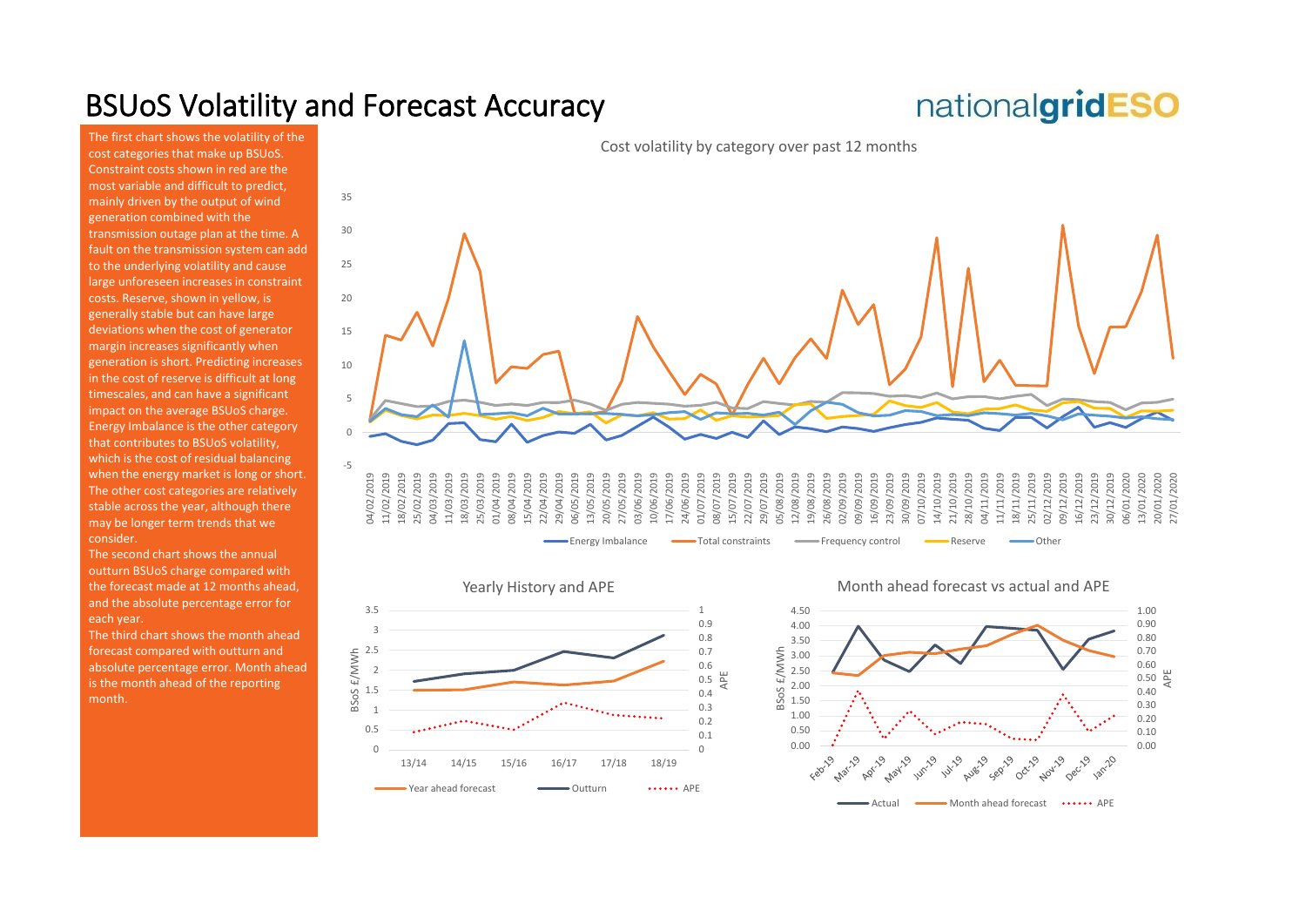# BSUoS Volatility and Forecast Accuracy

nationalgridESO

The first chart shows the volatility of the cost categories that make up BSUoS. Constraint costs shown in red are the most variable and difficult to predict, mainly driven by the output of wind generation combined with the transmission outage plan at the time. A fault on the transmission system can add to the underlying volatility and cause large unforeseen increases in constraint costs. Reserve, shown in yellow, is generally stable but can have large deviations when the cost of generator margin increases significantly when generation is short. Predicting increases in the cost of reserve is difficult at long timescales, and can have a significant impact on the average BSUoS charge. Energy Imbalance is the other category that contributes to BSUoS volatility, which is the cost of residual balancing when the energy market is long or short. The other cost categories are relatively stable across the year, although there may be longer term trends that we consider.

The second chart shows the annual outturn BSUoS charge compared with the forecast made at 12 months ahead, and the absolute percentage error for each year.

The third chart shows the month ahead forecast compared with outturn and absolute percentage error. Month ahead is the month ahead of the reporting month.

Cost volatility by category over past 12 months

35
30
25
20
15
10
5
0
-5

04/02/2019 11/02/2019 18/02/2019 25/02/2019 04/03/2019 11/03/2019 18/03/2019 25/03/2019 01/04/2019 08/04/2019 15/04/2019 22/04/2019 29/04/2019 06/05/2019 13/05/2019 20/05/2019 27/05/2019 03/06/2019 10/06/2019 17/06/2019 24/06/2019 01/07/2019 08/07/2019 15/07/2019 22/07/2019 29/07/2019 05/08/2019 12/08/2019 19/08/2019 26/08/2019 02/09/2019 09/09/2019 16/09/2019 23/09/2019 30/09/2019 07/10/2019 14/10/2019 21/10/2019 28/10/2019 04/11/2019 11/11/2019 18/11/2019 25/11/2019 02/12/2019 09/12/2019 16/12/2019 23/12/2019 30/12/2019 06/01/2020 13/01/2020 20/01/2020 27/01/2020

Energy Imbalance | Total constraints | Frequency control | Reserve | Other

Yearly History and APE

BSoS £/MWh: 3.5, 3, 2.5, 2, 1.5, 1, 0.5, 0

APE: 1, 0.9, 0.8, 0.7, 0.6, 0.5, 0.4, 0.3, 0.2, 0.1, 0

13/14 14/15 15/16 16/17 17/18 18/19

Year ahead forecast | Outturn | APE

Month ahead forecast vs actual and APE

BSoS £/MWh: 4.50, 4.00, 3.50, 3.00, 2.50, 2.00, 1.50, 1.00, 0.50, 0.00

APE: 1.00, 0.90, 0.80, 0.70, 0.60, 0.50, 0.40, 0.30, 0.20, 0.10, 0.00

Feb-19 Mar-19 Apr-19 May-19 Jun-19 Jul-19 Aug-19 Sep-19 Oct-19 Nov-19 Dec-19 Jan-20

Actual | Month ahead forecast | APE